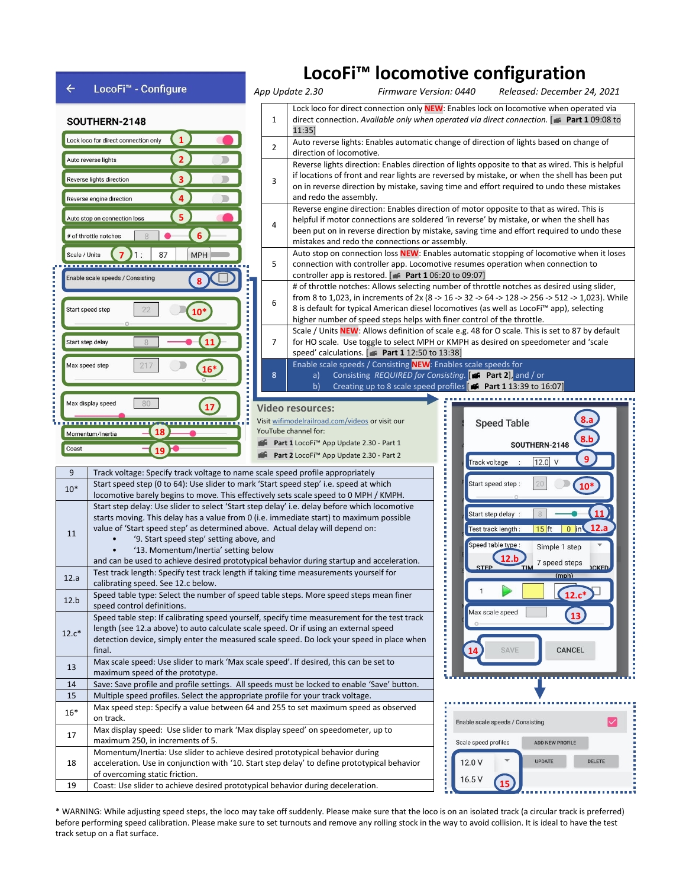# LocoFi™ locomotive configuration

*App Update 2.30* *Firmware Version: 0440* *Released: December 24, 2021*

LocoFi™ - Configure

SOUTHERN-2148

| # | Description |
|---|---|
| 1 | Lock loco for direct connection only NEW: Enables lock on locomotive when operated via direct connection. *Available only when operated via direct connection.* [ **Part 1** 09:08 to 11:35] |
| 2 | Auto reverse lights: Enables automatic change of direction of lights based on change of direction of locomotive. |
| 3 | Reverse lights direction: Enables direction of lights opposite to that as wired. This is helpful if locations of front and rear lights are reversed by mistake, or when the shell has been put on in reverse direction by mistake, saving time and effort required to undo these mistakes and redo the assembly. |
| 4 | Reverse engine direction: Enables direction of motor opposite to that as wired. This is helpful if motor connections are soldered 'in reverse' by mistake, or when the shell has been put on in reverse direction by mistake, saving time and effort required to undo these mistakes and redo the connections or assembly. |
| 5 | Auto stop on connection loss NEW: Enables automatic stopping of locomotive when it loses connection with controller app. Locomotive resumes operation when connection to controller app is restored. [ **Part 1** 06:20 to 09:07] |
| 6 | # of throttle notches: Allows selecting number of throttle notches as desired using slider, from 8 to 1,023, in increments of 2x (8 -> 16 -> 32 -> 64 -> 128 -> 256 -> 512 -> 1,023). While 8 is default for typical American diesel locomotives (as well as LocoFi™ app), selecting higher number of speed steps helps with finer control of the throttle. |
| 7 | Scale / Units NEW: Allows definition of scale e.g. 48 for O scale. This is set to 87 by default for HO scale. Use toggle to select MPH or KMPH as desired on speedometer and 'scale speed' calculations. [ **Part 1** 12:50 to 13:38] |
| 8 | Enable scale speeds / Consisting NEW: Enables scale speeds for<br>a) Consisting *REQUIRED for Consisting*. [ **Part 2**], and / or<br>b) Creating up to 8 scale speed profiles [ **Part 1** 13:39 to 16:07] |

## Video resources:

Visit wifimodelrailroad.com/videos or visit our YouTube channel for:

- **Part 1** LocoFi™ App Update 2.30 - Part 1
- **Part 2** LocoFi™ App Update 2.30 - Part 2

| # | Description |
|---|---|
| 9 | Track voltage: Specify track voltage to name scale speed profile appropriately |
| 10* | Start speed step (0 to 64): Use slider to mark 'Start speed step' i.e. speed at which locomotive barely begins to move. This effectively sets scale speed to 0 MPH / KMPH. |
| 11 | Start step delay: Use slider to select 'Start step delay' i.e. delay before which locomotive starts moving. This delay has a value from 0 (i.e. immediate start) to maximum possible value of 'Start speed step' as determined above. Actual delay will depend on:<br>• '9. Start speed step' setting above, and<br>• '13. Momentum/Inertia' setting below<br>and can be used to achieve desired prototypical behavior during startup and acceleration. |
| 12.a | Test track length: Specify test track length if taking time measurements yourself for calibrating speed. See 12.c below. |
| 12.b | Speed table type: Select the number of speed table steps. More speed steps mean finer speed control definitions. |
| 12.c* | Speed table step: If calibrating speed yourself, specify time measurement for the test track length (see 12.a above) to auto calculate scale speed. Or if using an external speed detection device, simply enter the measured scale speed. Do lock your speed in place when final. |
| 13 | Max scale speed: Use slider to mark 'Max scale speed'. If desired, this can be set to maximum speed of the prototype. |
| 14 | Save: Save profile and profile settings. All speeds must be locked to enable 'Save' button. |
| 15 | Multiple speed profiles. Select the appropriate profile for your track voltage. |
| 16* | Max speed step: Specify a value between 64 and 255 to set maximum speed as observed on track. |
| 17 | Max display speed: Use slider to mark 'Max display speed' on speedometer, up to maximum 250, in increments of 5. |
| 18 | Momentum/Inertia: Use slider to achieve desired prototypical behavior during acceleration. Use in conjunction with '10. Start step delay' to define prototypical behavior of overcoming static friction. |
| 19 | Coast: Use slider to achieve desired prototypical behavior during deceleration. |

\* WARNING: While adjusting speed steps, the loco may take off suddenly. Please make sure that the loco is on an isolated track (a circular track is preferred) before performing speed calibration. Please make sure to set turnouts and remove any rolling stock in the way to avoid collision. It is ideal to have the test track setup on a flat surface.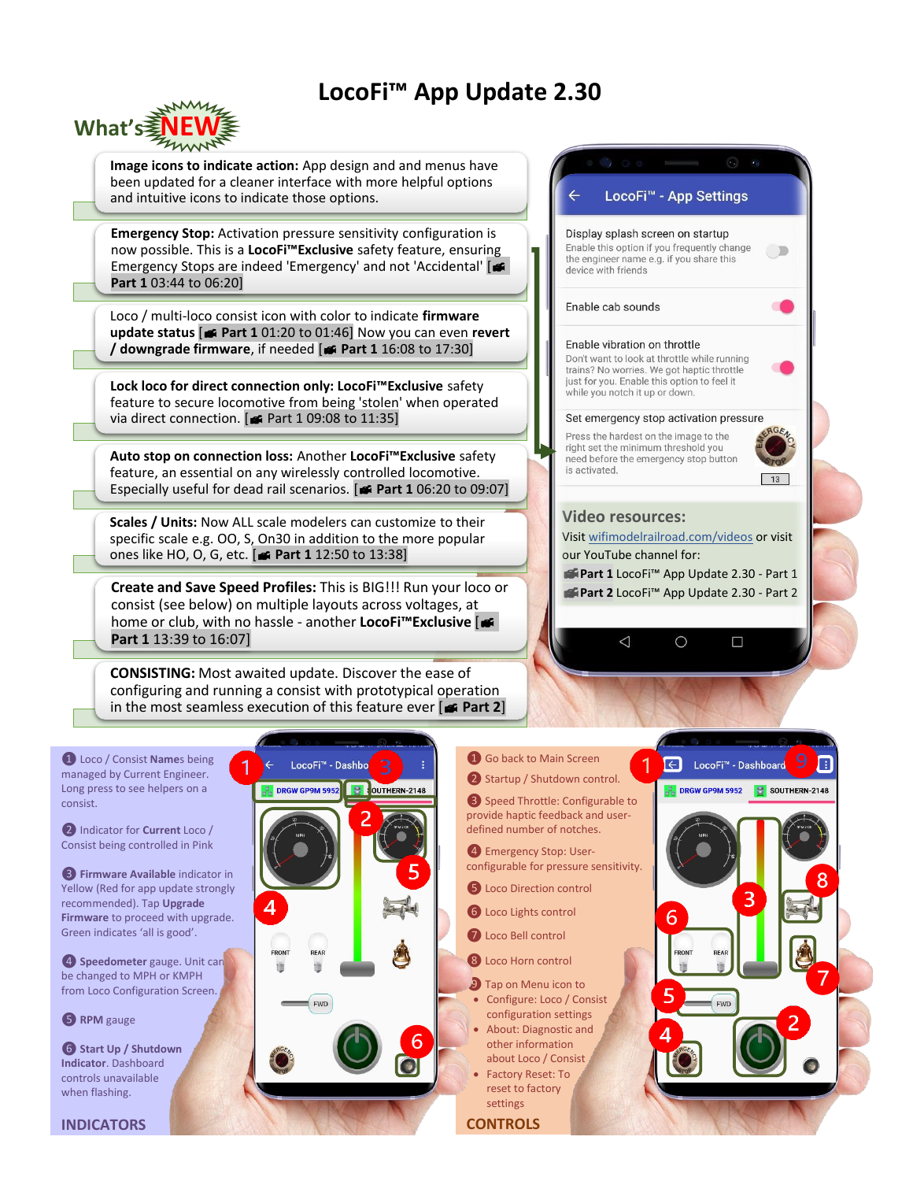# LocoFi™ App Update 2.30

## What's NEW

**Image icons to indicate action:** App design and and menus have been updated for a cleaner interface with more helpful options and intuitive icons to indicate those options.

**Emergency Stop:** Activation pressure sensitivity configuration is now possible. This is a **LocoFi™Exclusive** safety feature, ensuring Emergency Stops are indeed 'Emergency' and not 'Accidental' [ **Part 1** 03:44 to 06:20]

Loco / multi-loco consist icon with color to indicate **firmware update status** [ **Part 1** 01:20 to 01:46] Now you can even **revert / downgrade firmware**, if needed [ **Part 1** 16:08 to 17:30]

**Lock loco for direct connection only: LocoFi™Exclusive** safety feature to secure locomotive from being 'stolen' when operated via direct connection. [ Part 1 09:08 to 11:35]

**Auto stop on connection loss:** Another **LocoFi™Exclusive** safety feature, an essential on any wirelessly controlled locomotive. Especially useful for dead rail scenarios. [ **Part 1** 06:20 to 09:07]

**Scales / Units:** Now ALL scale modelers can customize to their specific scale e.g. OO, S, On30 in addition to the more popular ones like HO, O, G, etc. [ **Part 1** 12:50 to 13:38]

**Create and Save Speed Profiles:** This is BIG!!! Run your loco or consist (see below) on multiple layouts across voltages, at home or club, with no hassle - another **LocoFi™Exclusive** [ **Part 1** 13:39 to 16:07]

**CONSISTING:** Most awaited update. Discover the ease of configuring and running a consist with prototypical operation in the most seamless execution of this feature ever [ **Part 2**]

LocoFi™ - App Settings

Display splash screen on startup
Enable this option if you frequently change the engineer name e.g. if you share this device with friends

Enable cab sounds

Enable vibration on throttle
Don't want to look at throttle while running trains? No worries. We got haptic throttle just for you. Enable this option to feel it while you notch it up or down.

Set emergency stop activation pressure
Press the hardest on the image to the right set the minimum threshold you need before the emergency stop button is activated.

13

## Video resources:

Visit wifimodelrailroad.com/videos or visit our YouTube channel for:

**Part 1** LocoFi™ App Update 2.30 - Part 1

**Part 2** LocoFi™ App Update 2.30 - Part 2

## INDICATORS

1. Loco / Consist **Names** being managed by Current Engineer. Long press to see helpers on a consist.
2. Indicator for **Current** Loco / Consist being controlled in Pink
3. **Firmware Available** indicator in Yellow (Red for app update strongly recommended). Tap **Upgrade Firmware** to proceed with upgrade. Green indicates 'all is good'.
4. **Speedometer** gauge. Unit can be changed to MPH or KMPH from Loco Configuration Screen.
5. **RPM** gauge
6. **Start Up / Shutdown Indicator**. Dashboard controls unavailable when flashing.

## CONTROLS

1. Go back to Main Screen
2. Startup / Shutdown control.
3. Speed Throttle: Configurable to provide haptic feedback and user-defined number of notches.
4. Emergency Stop: User-configurable for pressure sensitivity.
5. Loco Direction control
6. Loco Lights control
7. Loco Bell control
8. Loco Horn control
9. Tap on Menu icon to
   - Configure: Loco / Consist configuration settings
   - About: Diagnostic and other information about Loco / Consist
   - Factory Reset: To reset to factory settings